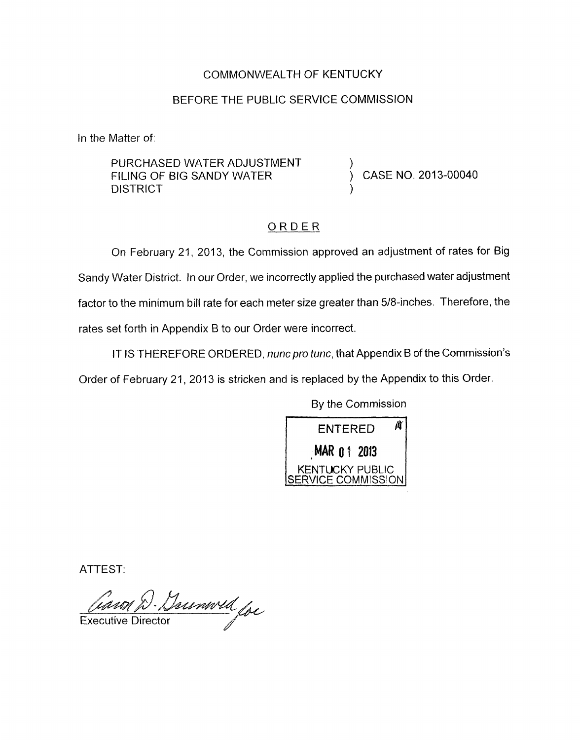COMMONWEALTH OF KENTUCKY

BEFORE THE PUBLIC SERVICE COMMISSION

In the Matter of:

| | | |
|---|---|---|
| PURCHASED WATER ADJUSTMENT FILING OF BIG SANDY WATER DISTRICT | ) ) ) | CASE NO. 2013-00040 |

## ORDER

On February 21, 2013, the Commission approved an adjustment of rates for Big Sandy Water District. In our Order, we incorrectly applied the purchased water adjustment factor to the minimum bill rate for each meter size greater than 5/8-inches. Therefore, the rates set forth in Appendix B to our Order were incorrect.

IT IS THEREFORE ORDERED, *nunc pro tunc*, that Appendix B of the Commission's Order of February 21, 2013 is stricken and is replaced by the Appendix to this Order.

By the Commission

ENTERED
MAR 01 2013
KENTUCKY PUBLIC SERVICE COMMISSION

ATTEST:

Executive Director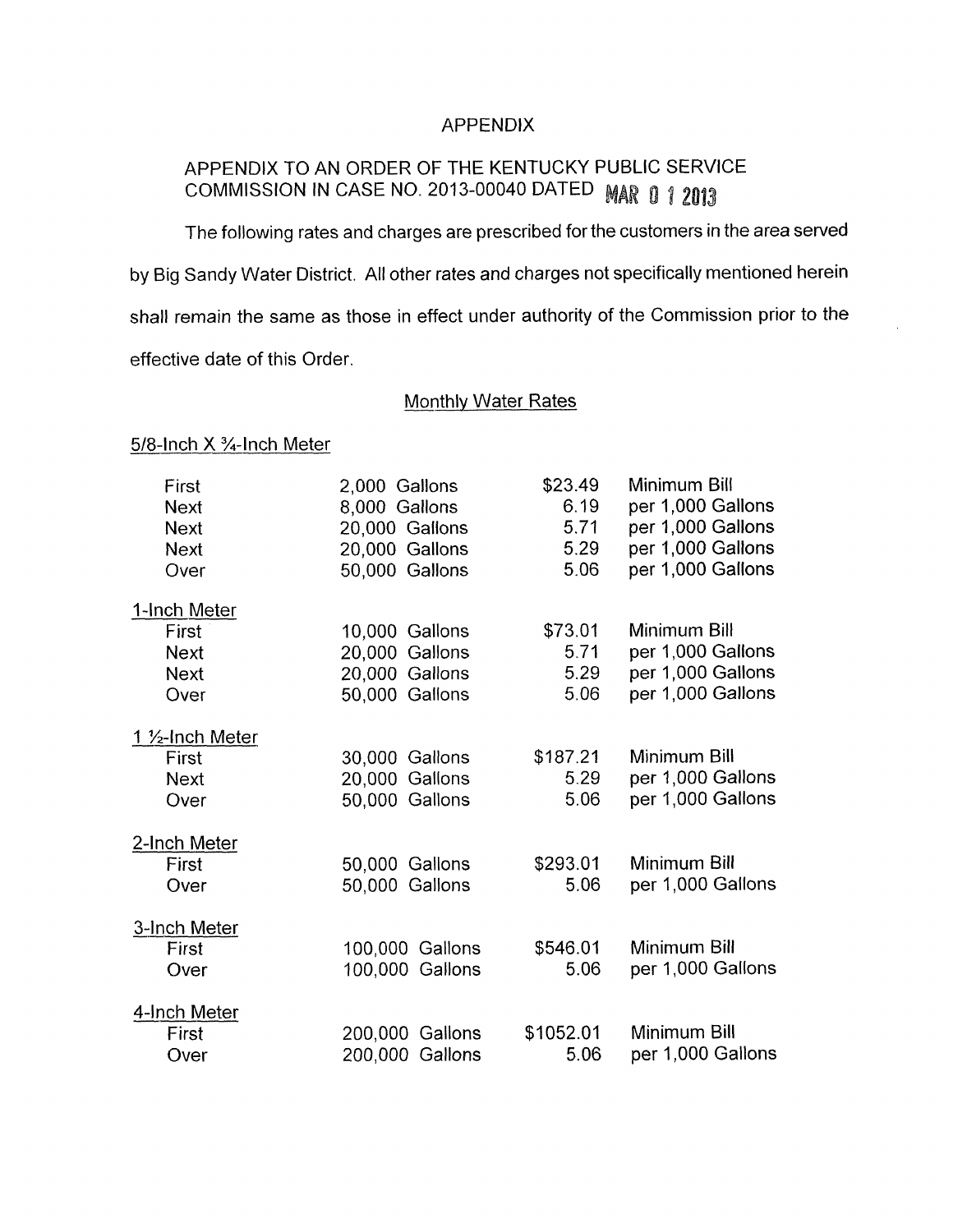# APPENDIX

## APPENDIX TO AN ORDER OF THE KENTUCKY PUBLIC SERVICE COMMISSION IN CASE NO. 2013-00040 DATED MAR 01 2013

The following rates and charges are prescribed for the customers in the area served by Big Sandy Water District. All other rates and charges not specifically mentioned herein shall remain the same as those in effect under authority of the Commission prior to the effective date of this Order.

### Monthly Water Rates

**5/8-Inch X ¾-Inch Meter**

| | | | |
|---|---|---|---|
| First | 2,000 Gallons | $23.49 | Minimum Bill |
| Next | 8,000 Gallons | 6.19 | per 1,000 Gallons |
| Next | 20,000 Gallons | 5.71 | per 1,000 Gallons |
| Next | 20,000 Gallons | 5.29 | per 1,000 Gallons |
| Over | 50,000 Gallons | 5.06 | per 1,000 Gallons |

**1-Inch Meter**

| | | | |
|---|---|---|---|
| First | 10,000 Gallons | $73.01 | Minimum Bill |
| Next | 20,000 Gallons | 5.71 | per 1,000 Gallons |
| Next | 20,000 Gallons | 5.29 | per 1,000 Gallons |
| Over | 50,000 Gallons | 5.06 | per 1,000 Gallons |

**1 ½-Inch Meter**

| | | | |
|---|---|---|---|
| First | 30,000 Gallons | $187.21 | Minimum Bill |
| Next | 20,000 Gallons | 5.29 | per 1,000 Gallons |
| Over | 50,000 Gallons | 5.06 | per 1,000 Gallons |

**2-Inch Meter**

| | | | |
|---|---|---|---|
| First | 50,000 Gallons | $293.01 | Minimum Bill |
| Over | 50,000 Gallons | 5.06 | per 1,000 Gallons |

**3-Inch Meter**

| | | | |
|---|---|---|---|
| First | 100,000 Gallons | $546.01 | Minimum Bill |
| Over | 100,000 Gallons | 5.06 | per 1,000 Gallons |

**4-Inch Meter**

| | | | |
|---|---|---|---|
| First | 200,000 Gallons | $1052.01 | Minimum Bill |
| Over | 200,000 Gallons | 5.06 | per 1,000 Gallons |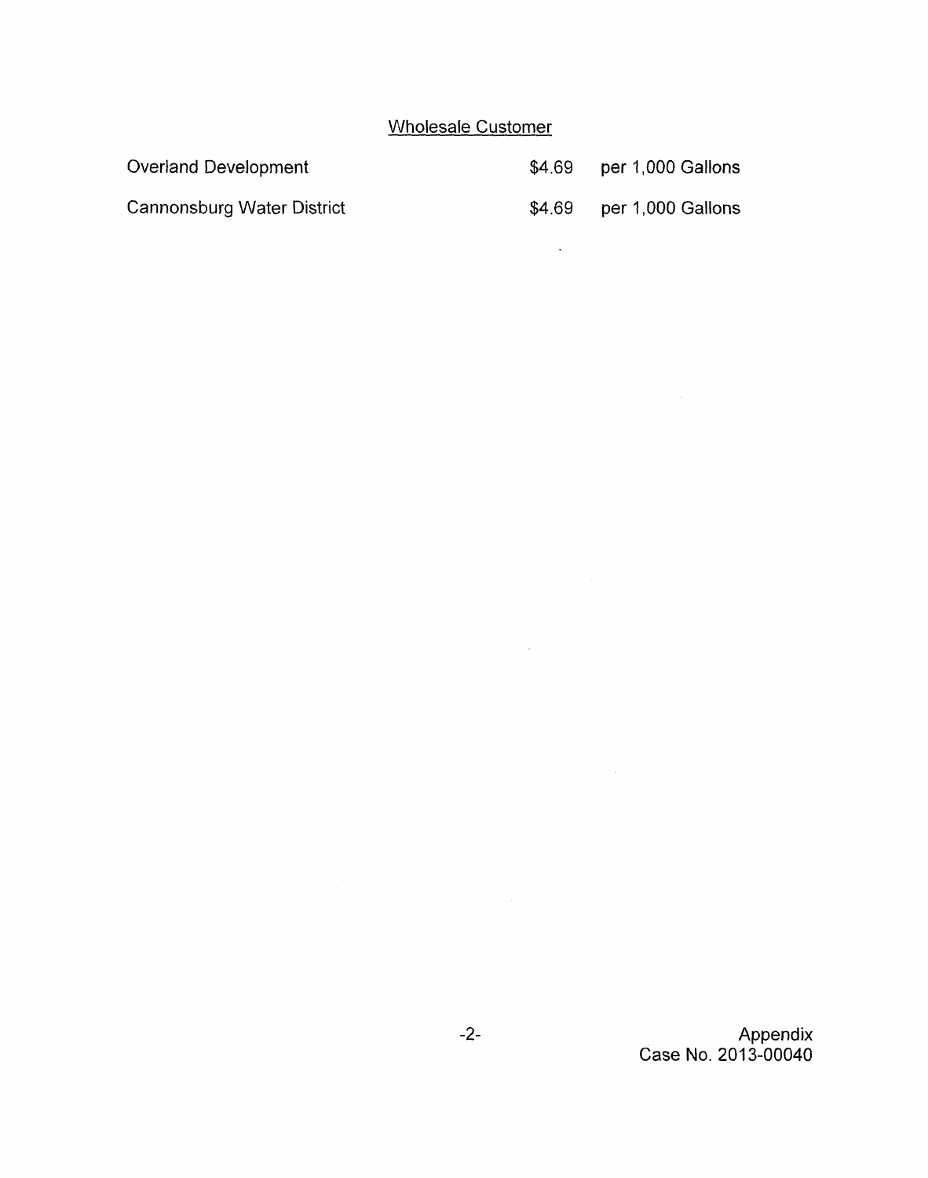Wholesale Customer

| | | |
|---|---|---|
| Overland Development | \$4.69 | per 1,000 Gallons |
| Cannonsburg Water District | \$4.69 | per 1,000 Gallons |

Appendix
Case No. 2013-00040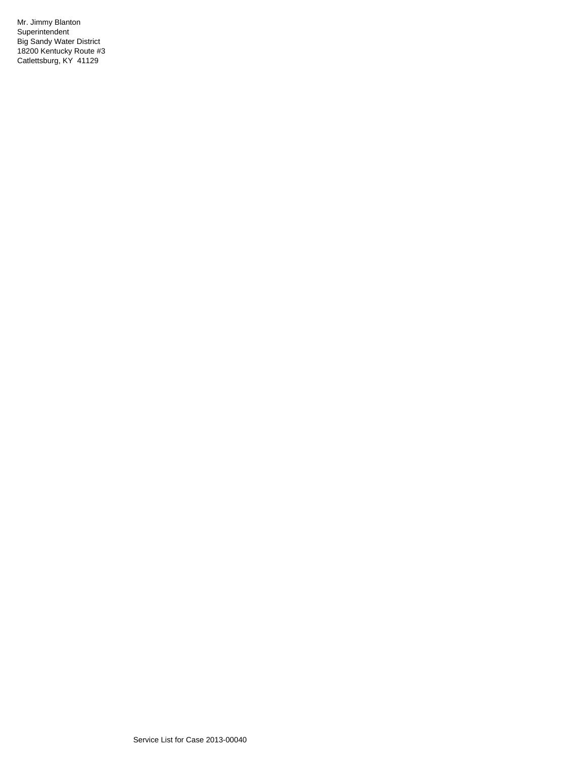Mr. Jimmy Blanton
Superintendent
Big Sandy Water District
18200 Kentucky Route #3
Catlettsburg, KY  41129